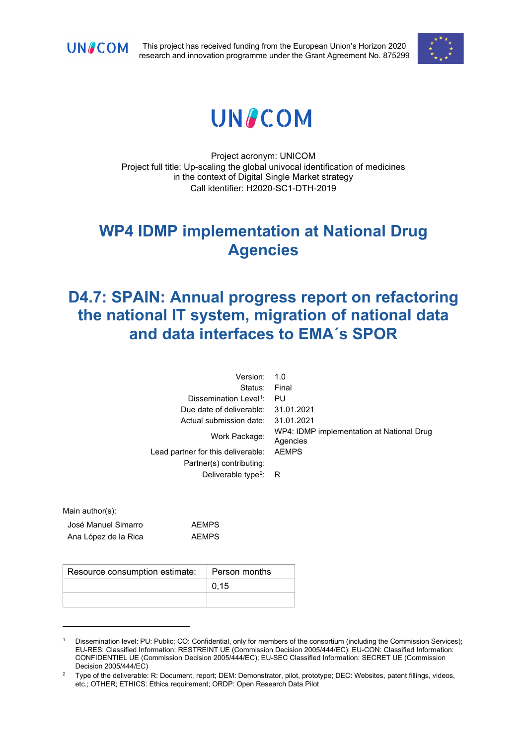UNICOM

This project has received funding from the European Union's Horizon 2020 research and innovation programme under the Grant Agreement No. 875299

# UNICOM

Project acronym: UNICOM
Project full title: Up-scaling the global univocal identification of medicines in the context of Digital Single Market strategy
Call identifier: H2020-SC1-DTH-2019

# WP4 IDMP implementation at National Drug Agencies

# D4.7: SPAIN: Annual progress report on refactoring the national IT system, migration of national data and data interfaces to EMA´s SPOR

| | |
|---|---|
| Version: | 1.0 |
| Status: | Final |
| Dissemination Level[1]: | PU |
| Due date of deliverable: | 31.01.2021 |
| Actual submission date: | 31.01.2021 |
| Work Package: | WP4: IDMP implementation at National Drug Agencies |
| Lead partner for this deliverable: | AEMPS |
| Partner(s) contributing: | |
| Deliverable type[2]: | R |

Main author(s):

| | |
|---|---|
| José Manuel Simarro | AEMPS |
| Ana López de la Rica | AEMPS |

| Resource consumption estimate: | Person months |
|---|---|
| | 0,15 |
| | |

[1] Dissemination level: PU: Public; CO: Confidential, only for members of the consortium (including the Commission Services); EU-RES: Classified Information: RESTREINT UE (Commission Decision 2005/444/EC); EU-CON: Classified Information: CONFIDENTIEL UE (Commission Decision 2005/444/EC); EU-SEC Classified Information: SECRET UE (Commission Decision 2005/444/EC)

[2] Type of the deliverable: R: Document, report; DEM: Demonstrator, pilot, prototype; DEC: Websites, patent fillings, videos, etc.; OTHER; ETHICS: Ethics requirement; ORDP: Open Research Data Pilot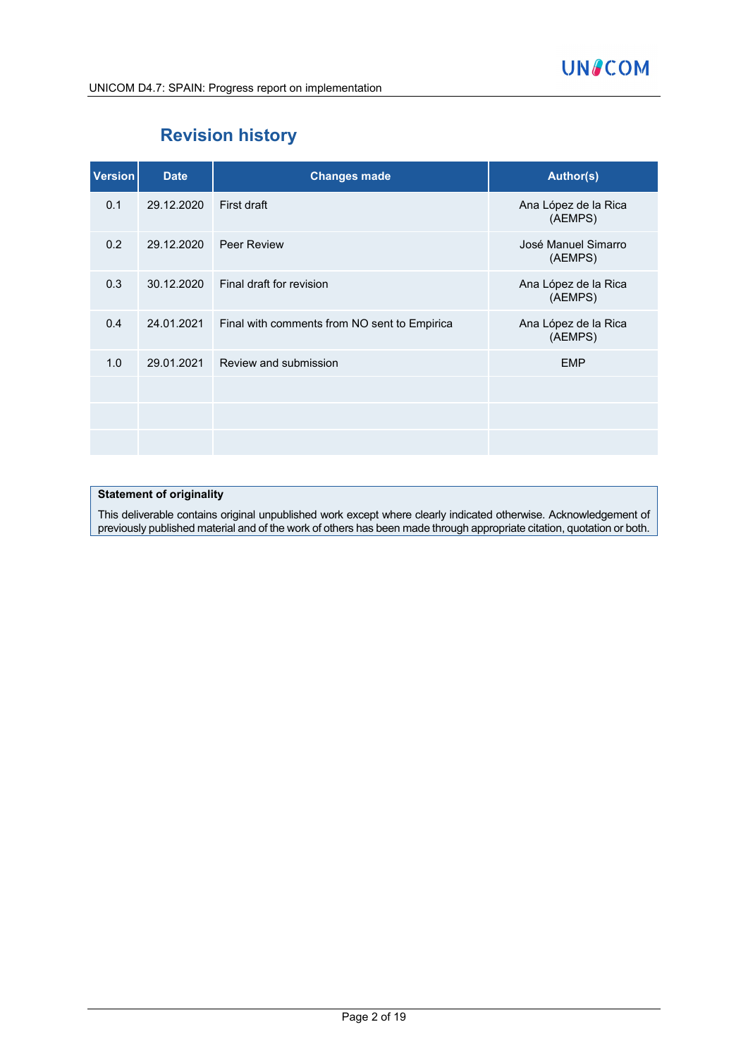## Revision history

| Version | Date | Changes made | Author(s) |
|---|---|---|---|
| 0.1 | 29.12.2020 | First draft | Ana López de la Rica (AEMPS) |
| 0.2 | 29.12.2020 | Peer Review | José Manuel Simarro (AEMPS) |
| 0.3 | 30.12.2020 | Final draft for revision | Ana López de la Rica (AEMPS) |
| 0.4 | 24.01.2021 | Final with comments from NO sent to Empirica | Ana López de la Rica (AEMPS) |
| 1.0 | 29.01.2021 | Review and submission | EMP |
| | | | |
| | | | |
| | | | |

**Statement of originality**

This deliverable contains original unpublished work except where clearly indicated otherwise. Acknowledgement of previously published material and of the work of others has been made through appropriate citation, quotation or both.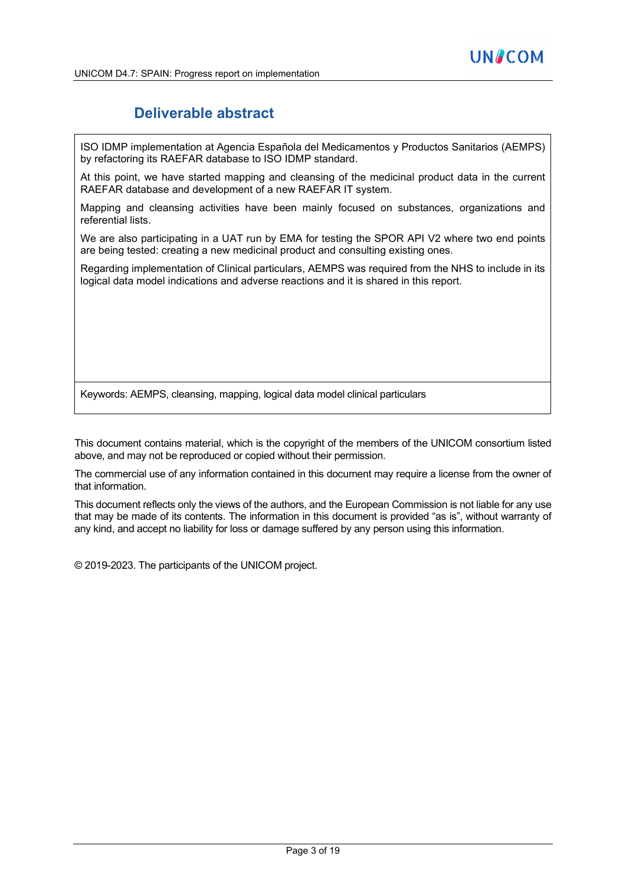## Deliverable abstract

ISO IDMP implementation at Agencia Española del Medicamentos y Productos Sanitarios (AEMPS) by refactoring its RAEFAR database to ISO IDMP standard.

At this point, we have started mapping and cleansing of the medicinal product data in the current RAEFAR database and development of a new RAEFAR IT system.

Mapping and cleansing activities have been mainly focused on substances, organizations and referential lists.

We are also participating in a UAT run by EMA for testing the SPOR API V2 where two end points are being tested: creating a new medicinal product and consulting existing ones.

Regarding implementation of Clinical particulars, AEMPS was required from the NHS to include in its logical data model indications and adverse reactions and it is shared in this report.

Keywords: AEMPS, cleansing, mapping, logical data model clinical particulars

This document contains material, which is the copyright of the members of the UNICOM consortium listed above, and may not be reproduced or copied without their permission.

The commercial use of any information contained in this document may require a license from the owner of that information.

This document reflects only the views of the authors, and the European Commission is not liable for any use that may be made of its contents. The information in this document is provided "as is", without warranty of any kind, and accept no liability for loss or damage suffered by any person using this information.

© 2019-2023. The participants of the UNICOM project.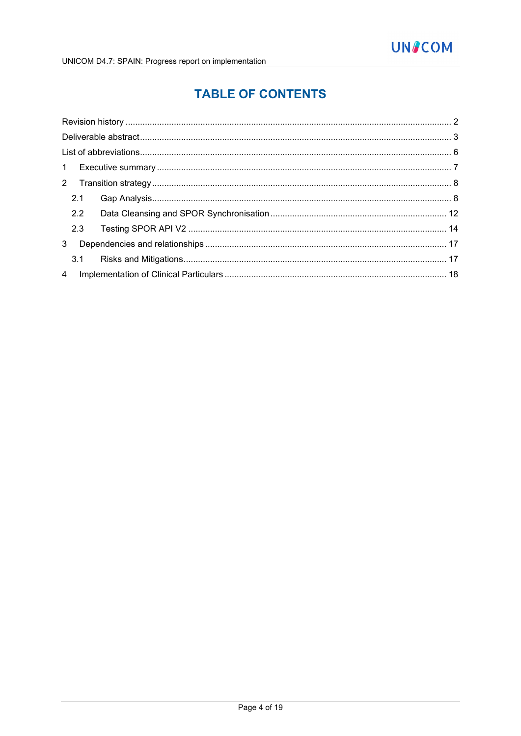# TABLE OF CONTENTS

Revision history .................................................................................................................................... 2

Deliverable abstract............................................................................................................................. 3

List of abbreviations............................................................................................................................. 6

1 Executive summary ........................................................................................................................ 7

2 Transition strategy .......................................................................................................................... 8

2.1 Gap Analysis.......................................................................................................................... 8

2.2 Data Cleansing and SPOR Synchronisation ....................................................................... 12

2.3 Testing SPOR API V2 ......................................................................................................... 14

3 Dependencies and relationships ................................................................................................... 17

3.1 Risks and Mitigations........................................................................................................... 17

4 Implementation of Clinical Particulars .......................................................................................... 18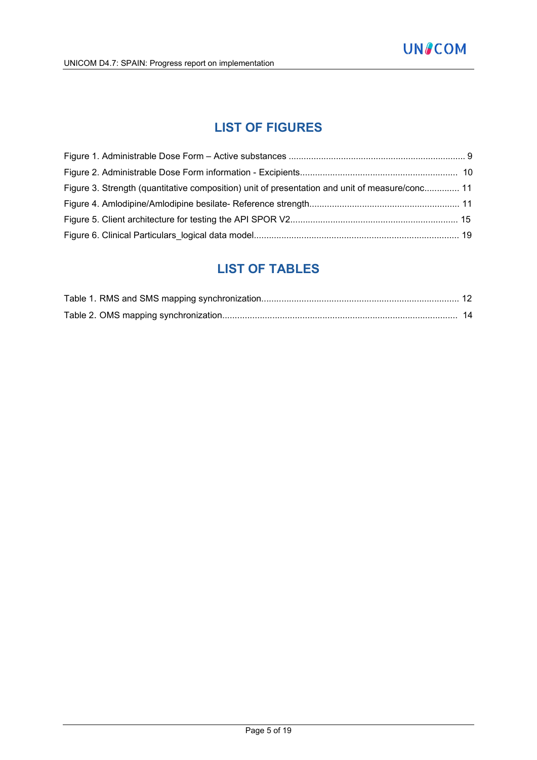## LIST OF FIGURES

Figure 1. Administrable Dose Form – Active substances ...................................................................... 9

Figure 2. Administrable Dose Form information - Excipients............................................................... 10

Figure 3. Strength (quantitative composition) unit of presentation and unit of measure/conc.............. 11

Figure 4. Amlodipine/Amlodipine besilate- Reference strength............................................................ 11

Figure 5. Client architecture for testing the API SPOR V2.................................................................. 15

Figure 6. Clinical Particulars_logical data model.................................................................................. 19

## LIST OF TABLES

Table 1. RMS and SMS mapping synchronization.............................................................................. 12

Table 2. OMS mapping synchronization............................................................................................. 14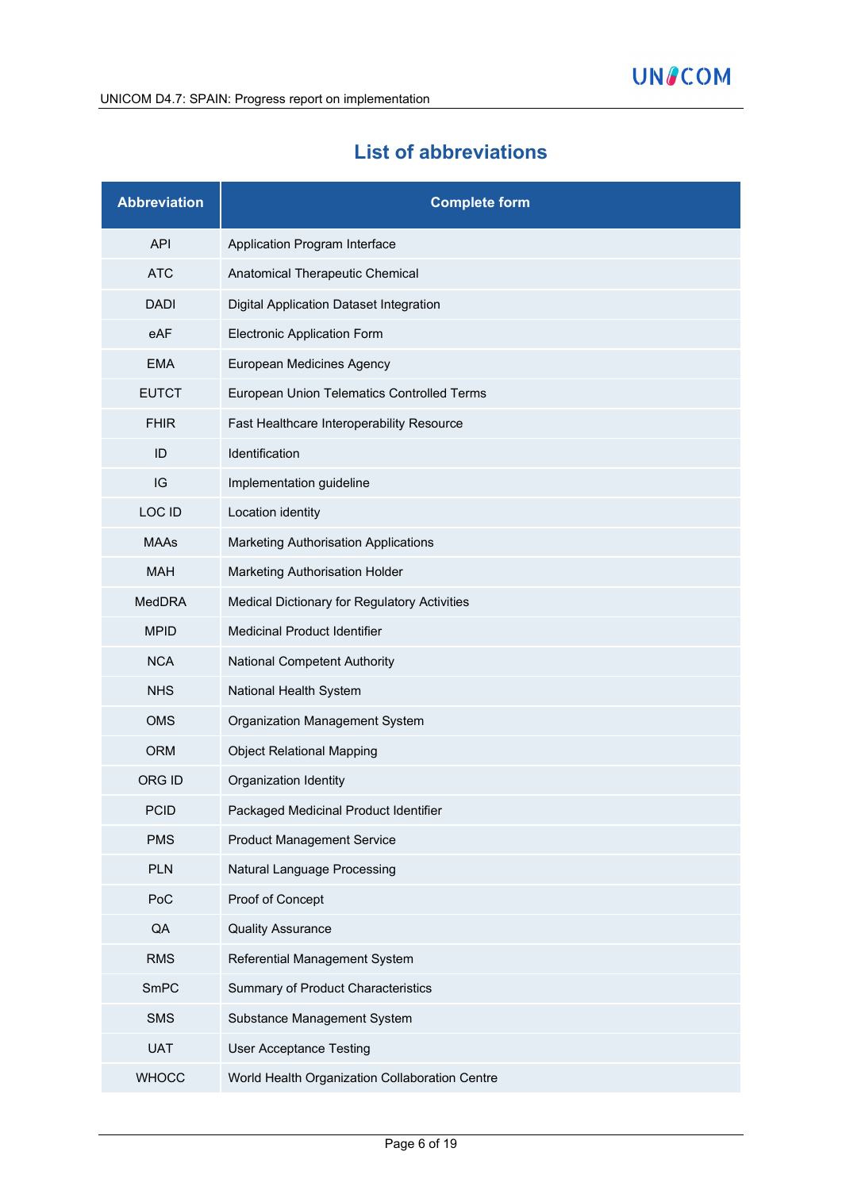# List of abbreviations

| Abbreviation | Complete form |
| --- | --- |
| API | Application Program Interface |
| ATC | Anatomical Therapeutic Chemical |
| DADI | Digital Application Dataset Integration |
| eAF | Electronic Application Form |
| EMA | European Medicines Agency |
| EUTCT | European Union Telematics Controlled Terms |
| FHIR | Fast Healthcare Interoperability Resource |
| ID | Identification |
| IG | Implementation guideline |
| LOC ID | Location identity |
| MAAs | Marketing Authorisation Applications |
| MAH | Marketing Authorisation Holder |
| MedDRA | Medical Dictionary for Regulatory Activities |
| MPID | Medicinal Product Identifier |
| NCA | National Competent Authority |
| NHS | National Health System |
| OMS | Organization Management System |
| ORM | Object Relational Mapping |
| ORG ID | Organization Identity |
| PCID | Packaged Medicinal Product Identifier |
| PMS | Product Management Service |
| PLN | Natural Language Processing |
| PoC | Proof of Concept |
| QA | Quality Assurance |
| RMS | Referential Management System |
| SmPC | Summary of Product Characteristics |
| SMS | Substance Management System |
| UAT | User Acceptance Testing |
| WHOCC | World Health Organization Collaboration Centre |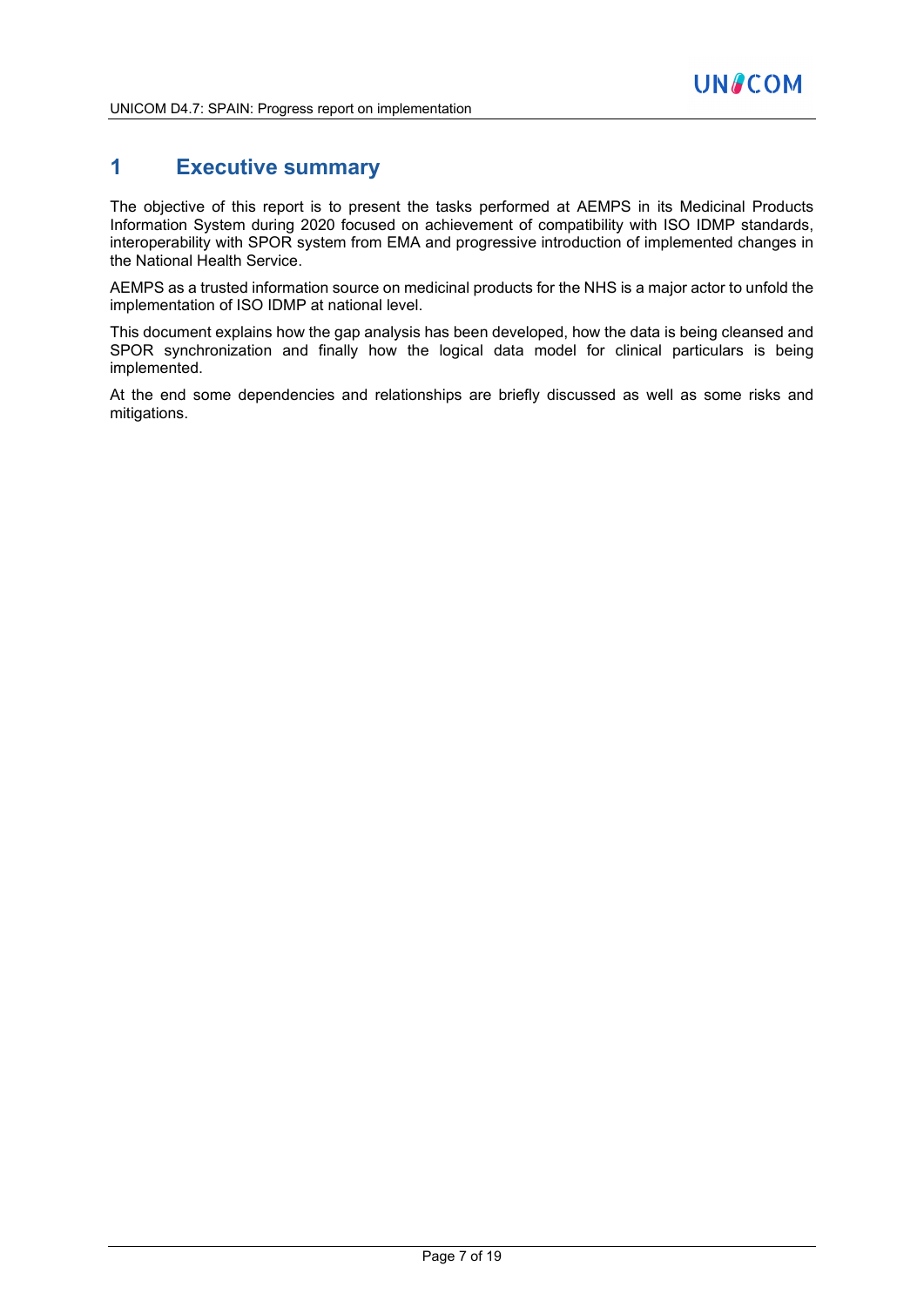# 1 Executive summary

The objective of this report is to present the tasks performed at AEMPS in its Medicinal Products Information System during 2020 focused on achievement of compatibility with ISO IDMP standards, interoperability with SPOR system from EMA and progressive introduction of implemented changes in the National Health Service.

AEMPS as a trusted information source on medicinal products for the NHS is a major actor to unfold the implementation of ISO IDMP at national level.

This document explains how the gap analysis has been developed, how the data is being cleansed and SPOR synchronization and finally how the logical data model for clinical particulars is being implemented.

At the end some dependencies and relationships are briefly discussed as well as some risks and mitigations.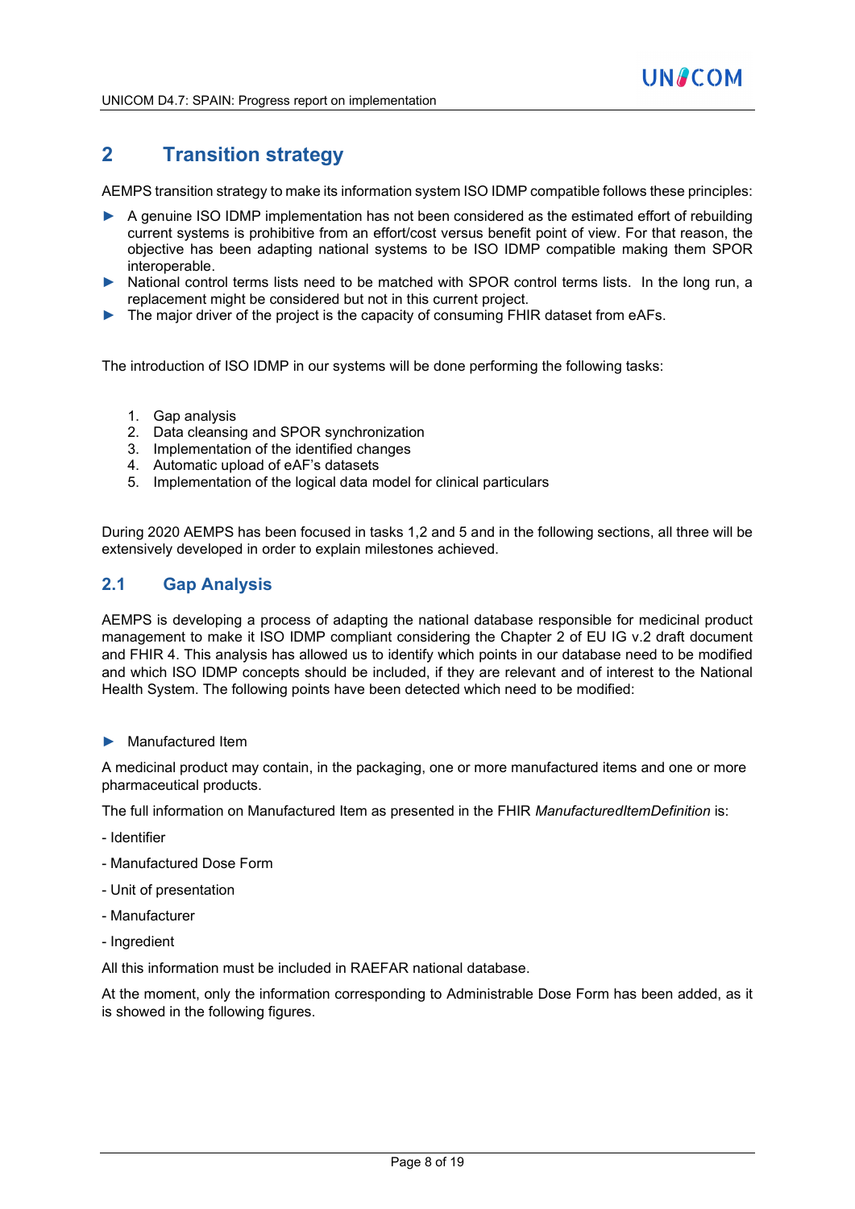## 2 Transition strategy

AEMPS transition strategy to make its information system ISO IDMP compatible follows these principles:

- A genuine ISO IDMP implementation has not been considered as the estimated effort of rebuilding current systems is prohibitive from an effort/cost versus benefit point of view. For that reason, the objective has been adapting national systems to be ISO IDMP compatible making them SPOR interoperable.
- National control terms lists need to be matched with SPOR control terms lists. In the long run, a replacement might be considered but not in this current project.
- The major driver of the project is the capacity of consuming FHIR dataset from eAFs.

The introduction of ISO IDMP in our systems will be done performing the following tasks:

1. Gap analysis
2. Data cleansing and SPOR synchronization
3. Implementation of the identified changes
4. Automatic upload of eAF's datasets
5. Implementation of the logical data model for clinical particulars

During 2020 AEMPS has been focused in tasks 1,2 and 5 and in the following sections, all three will be extensively developed in order to explain milestones achieved.

### 2.1 Gap Analysis

AEMPS is developing a process of adapting the national database responsible for medicinal product management to make it ISO IDMP compliant considering the Chapter 2 of EU IG v.2 draft document and FHIR 4. This analysis has allowed us to identify which points in our database need to be modified and which ISO IDMP concepts should be included, if they are relevant and of interest to the National Health System. The following points have been detected which need to be modified:

- Manufactured Item

A medicinal product may contain, in the packaging, one or more manufactured items and one or more pharmaceutical products.

The full information on Manufactured Item as presented in the FHIR *ManufacturedItemDefinition* is:

- Identifier
- Manufactured Dose Form
- Unit of presentation
- Manufacturer
- Ingredient

All this information must be included in RAEFAR national database.

At the moment, only the information corresponding to Administrable Dose Form has been added, as it is showed in the following figures.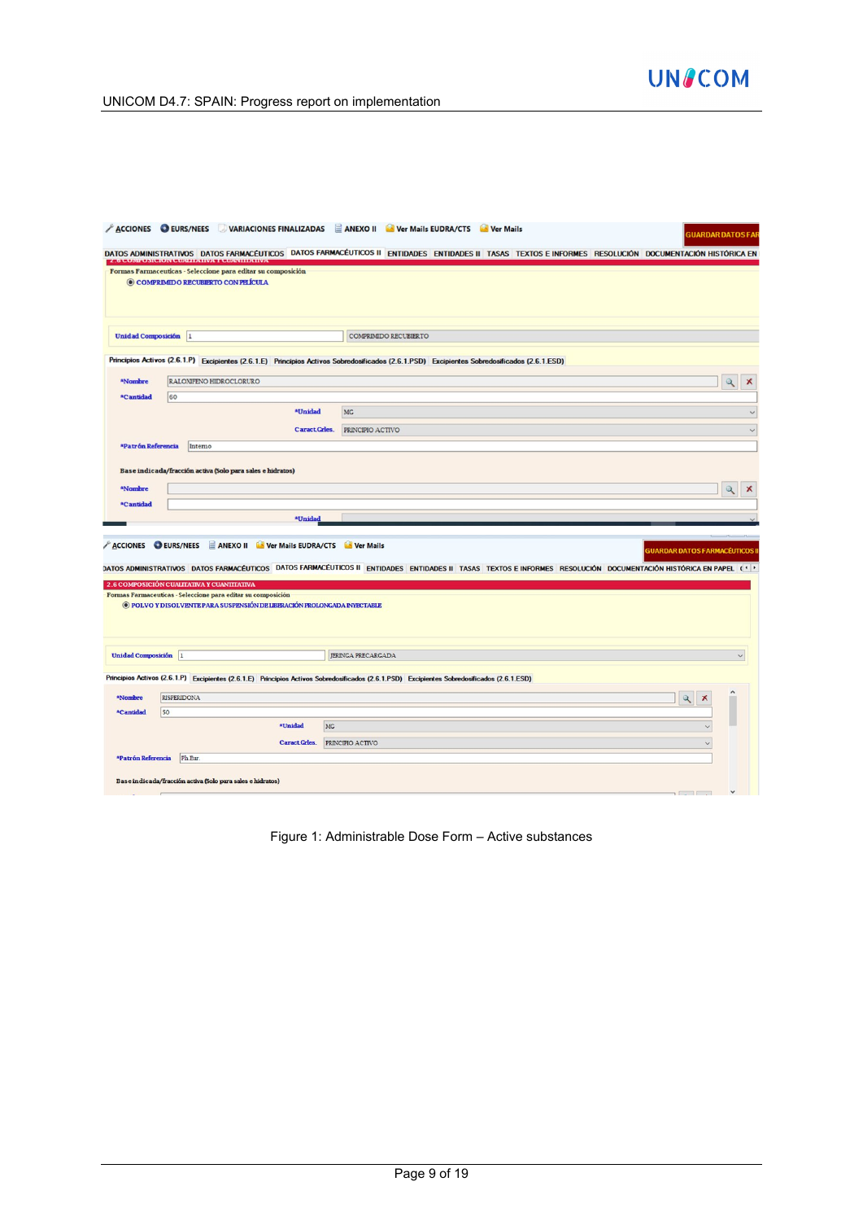Figure 1: Administrable Dose Form – Active substances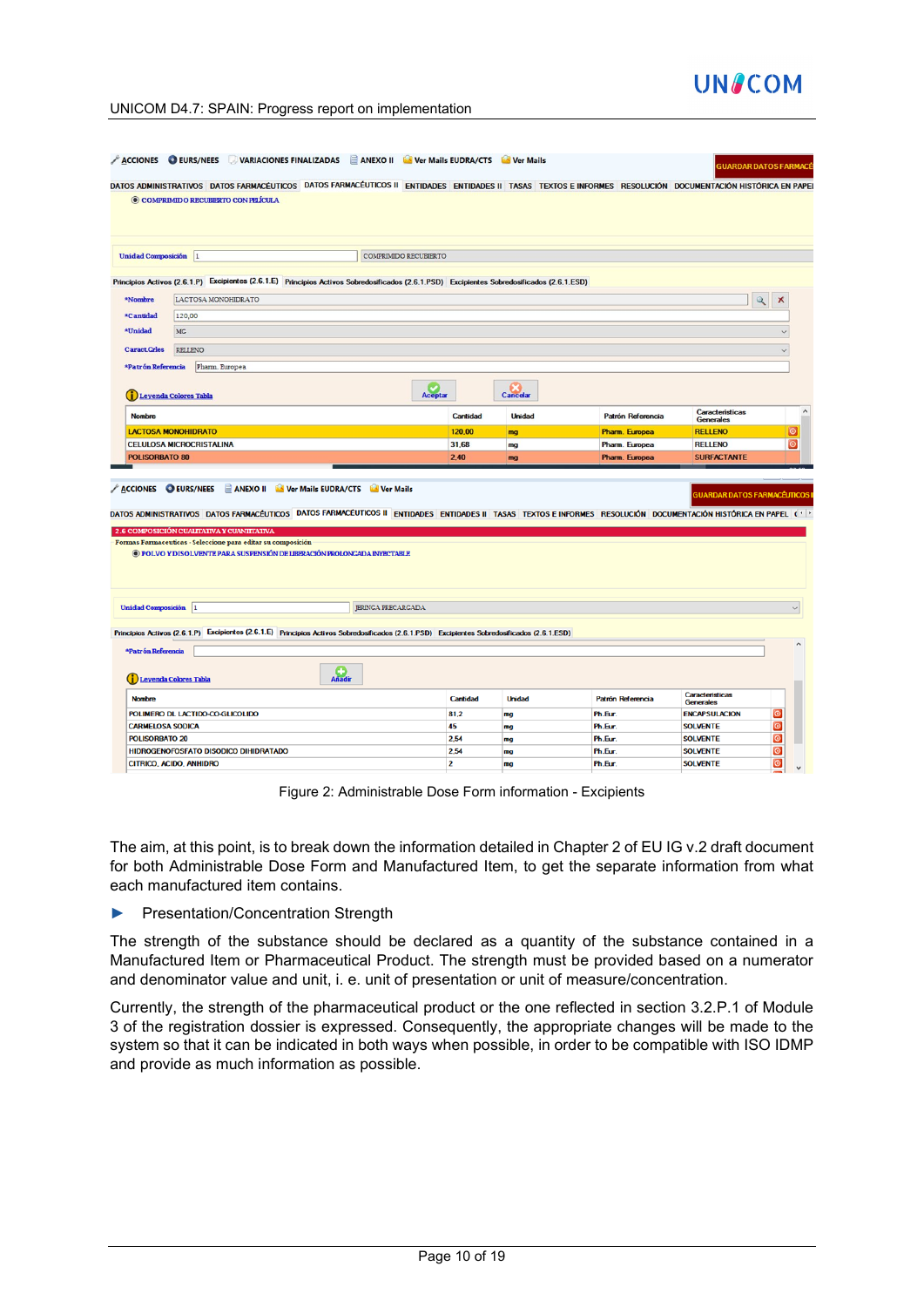Figure 2: Administrable Dose Form information - Excipients

The aim, at this point, is to break down the information detailed in Chapter 2 of EU IG v.2 draft document for both Administrable Dose Form and Manufactured Item, to get the separate information from what each manufactured item contains.

- Presentation/Concentration Strength

The strength of the substance should be declared as a quantity of the substance contained in a Manufactured Item or Pharmaceutical Product. The strength must be provided based on a numerator and denominator value and unit, i. e. unit of presentation or unit of measure/concentration.

Currently, the strength of the pharmaceutical product or the one reflected in section 3.2.P.1 of Module 3 of the registration dossier is expressed. Consequently, the appropriate changes will be made to the system so that it can be indicated in both ways when possible, in order to be compatible with ISO IDMP and provide as much information as possible.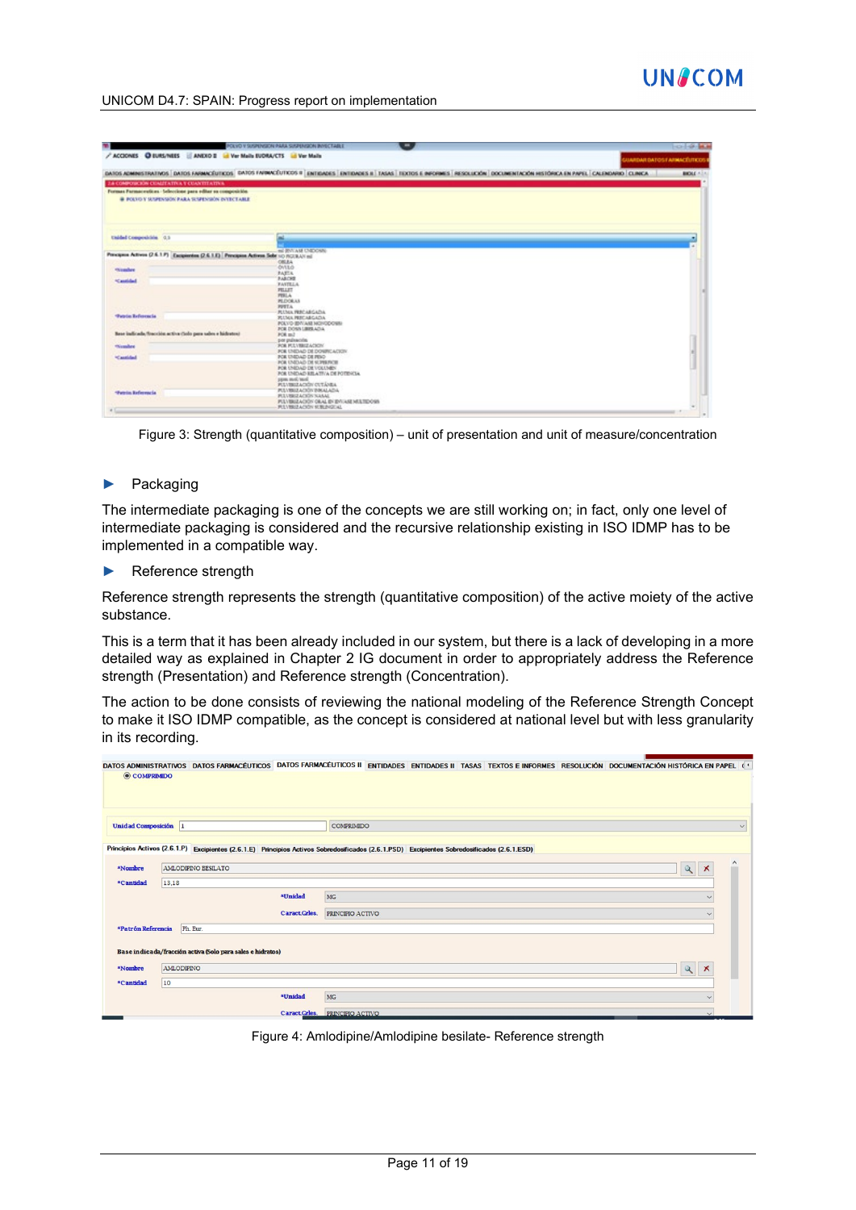Figure 3: Strength (quantitative composition) – unit of presentation and unit of measure/concentration

- Packaging

The intermediate packaging is one of the concepts we are still working on; in fact, only one level of intermediate packaging is considered and the recursive relationship existing in ISO IDMP has to be implemented in a compatible way.

- Reference strength

Reference strength represents the strength (quantitative composition) of the active moiety of the active substance.

This is a term that it has been already included in our system, but there is a lack of developing in a more detailed way as explained in Chapter 2 IG document in order to appropriately address the Reference strength (Presentation) and Reference strength (Concentration).

The action to be done consists of reviewing the national modeling of the Reference Strength Concept to make it ISO IDMP compatible, as the concept is considered at national level but with less granularity in its recording.

Figure 4: Amlodipine/Amlodipine besilate- Reference strength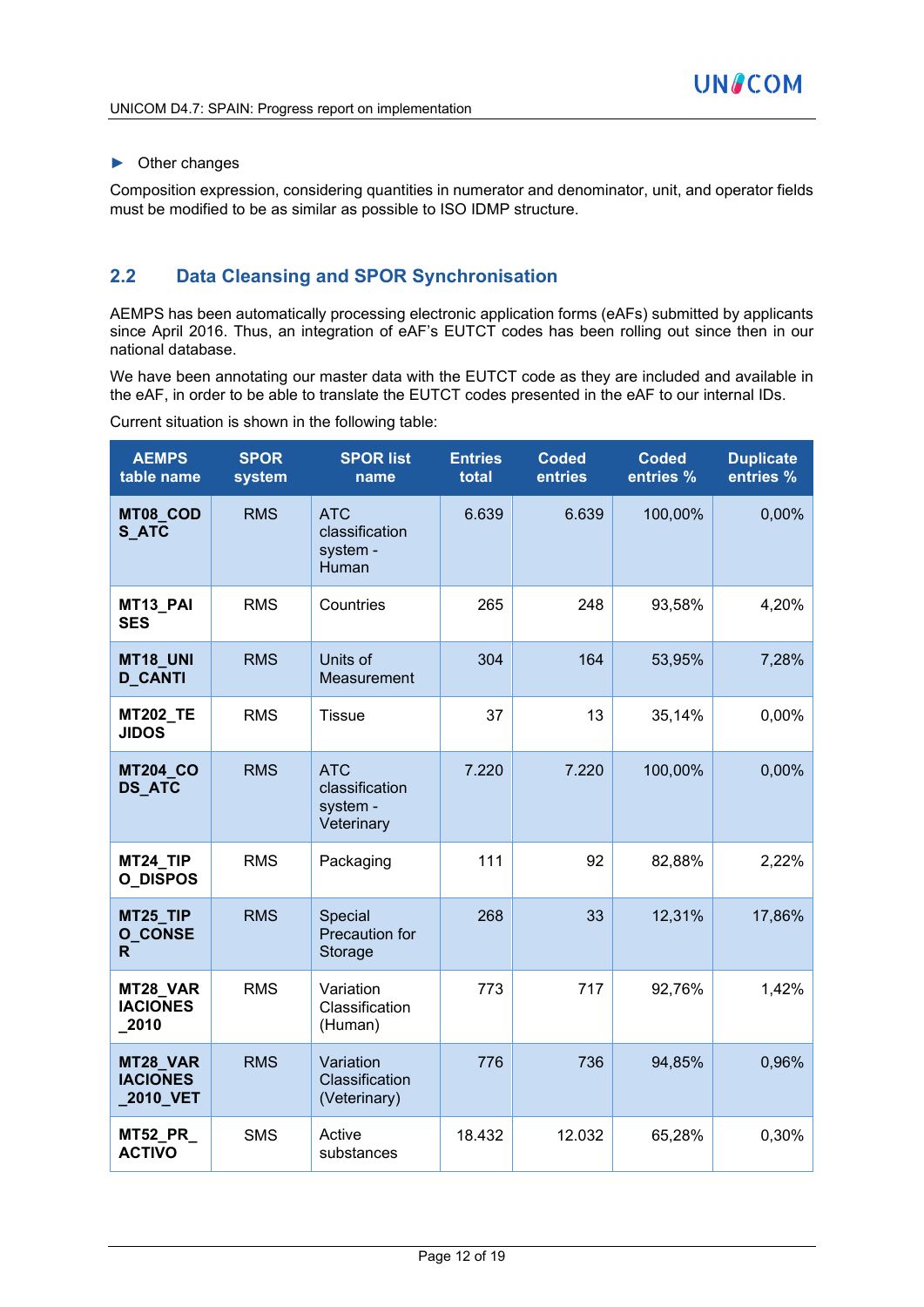► Other changes

Composition expression, considering quantities in numerator and denominator, unit, and operator fields must be modified to be as similar as possible to ISO IDMP structure.

## 2.2 Data Cleansing and SPOR Synchronisation

AEMPS has been automatically processing electronic application forms (eAFs) submitted by applicants since April 2016. Thus, an integration of eAF's EUTCT codes has been rolling out since then in our national database.

We have been annotating our master data with the EUTCT code as they are included and available in the eAF, in order to be able to translate the EUTCT codes presented in the eAF to our internal IDs.

Current situation is shown in the following table:

| AEMPS table name | SPOR system | SPOR list name | Entries total | Coded entries | Coded entries % | Duplicate entries % |
|---|---|---|---|---|---|---|
| **MT08_CODS_ATC** | RMS | ATC classification system - Human | 6.639 | 6.639 | 100,00% | 0,00% |
| **MT13_PAISES** | RMS | Countries | 265 | 248 | 93,58% | 4,20% |
| **MT18_UNID_CANTI** | RMS | Units of Measurement | 304 | 164 | 53,95% | 7,28% |
| **MT202_TEJIDOS** | RMS | Tissue | 37 | 13 | 35,14% | 0,00% |
| **MT204_CODS_ATC** | RMS | ATC classification system - Veterinary | 7.220 | 7.220 | 100,00% | 0,00% |
| **MT24_TIPO_DISPOS** | RMS | Packaging | 111 | 92 | 82,88% | 2,22% |
| **MT25_TIPO_CONSER** | RMS | Special Precaution for Storage | 268 | 33 | 12,31% | 17,86% |
| **MT28_VARIACIONES_2010** | RMS | Variation Classification (Human) | 773 | 717 | 92,76% | 1,42% |
| **MT28_VARIACIONES_2010_VET** | RMS | Variation Classification (Veterinary) | 776 | 736 | 94,85% | 0,96% |
| **MT52_PR_ACTIVO** | SMS | Active substances | 18.432 | 12.032 | 65,28% | 0,30% |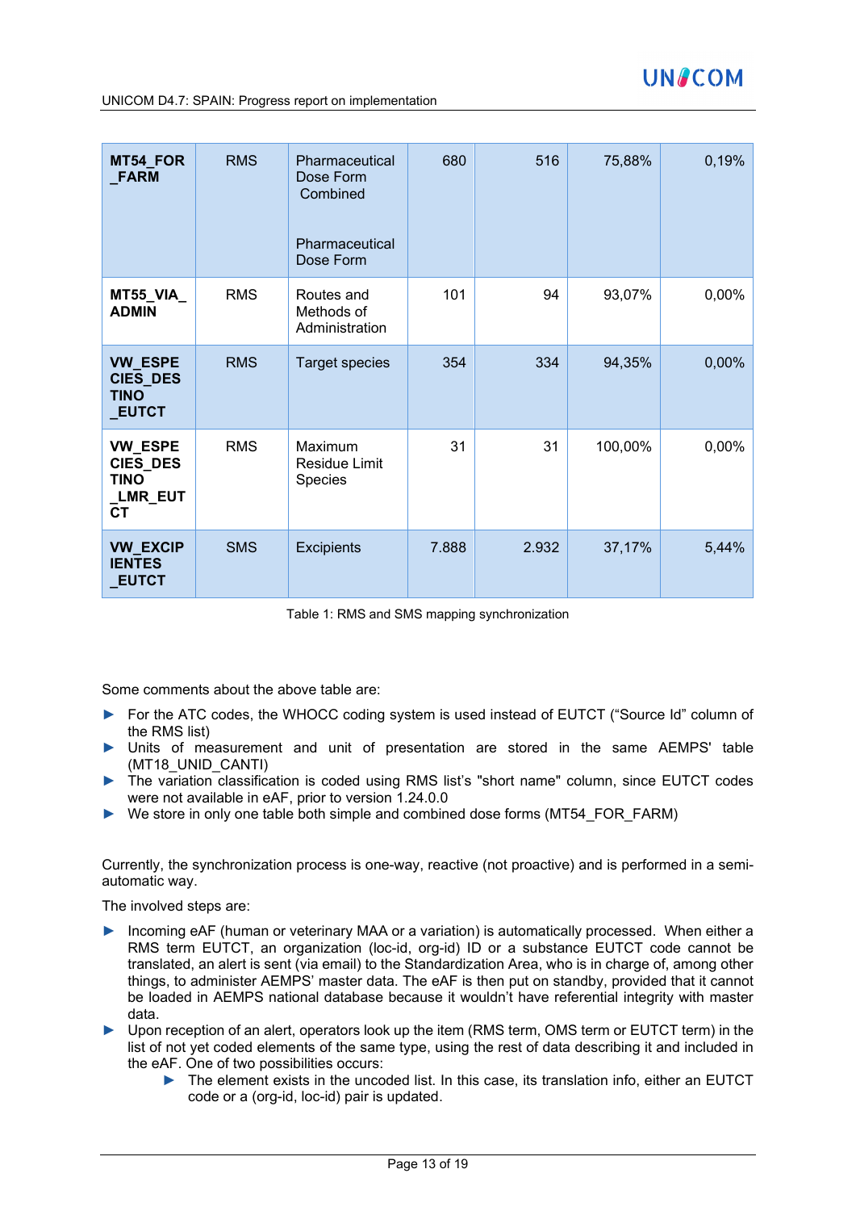| | | | | | | |
|---|---|---|---|---|---|---|
| **MT54_FOR_FARM** | RMS | Pharmaceutical Dose Form Combined<br><br>Pharmaceutical Dose Form | 680 | 516 | 75,88% | 0,19% |
| **MT55_VIA_ADMIN** | RMS | Routes and Methods of Administration | 101 | 94 | 93,07% | 0,00% |
| **VW_ESPECIES_DESTINO_EUTCT** | RMS | Target species | 354 | 334 | 94,35% | 0,00% |
| **VW_ESPECIES_DESTINO_LMR_EUTCT** | RMS | Maximum Residue Limit Species | 31 | 31 | 100,00% | 0,00% |
| **VW_EXCIPIENTES_EUTCT** | SMS | Excipients | 7.888 | 2.932 | 37,17% | 5,44% |

Table 1: RMS and SMS mapping synchronization

Some comments about the above table are:

- For the ATC codes, the WHOCC coding system is used instead of EUTCT ("Source Id" column of the RMS list)
- Units of measurement and unit of presentation are stored in the same AEMPS' table (MT18_UNID_CANTI)
- The variation classification is coded using RMS list's "short name" column, since EUTCT codes were not available in eAF, prior to version 1.24.0.0
- We store in only one table both simple and combined dose forms (MT54_FOR_FARM)

Currently, the synchronization process is one-way, reactive (not proactive) and is performed in a semi-automatic way.

The involved steps are:

- Incoming eAF (human or veterinary MAA or a variation) is automatically processed. When either a RMS term EUTCT, an organization (loc-id, org-id) ID or a substance EUTCT code cannot be translated, an alert is sent (via email) to the Standardization Area, who is in charge of, among other things, to administer AEMPS' master data. The eAF is then put on standby, provided that it cannot be loaded in AEMPS national database because it wouldn't have referential integrity with master data.
- Upon reception of an alert, operators look up the item (RMS term, OMS term or EUTCT term) in the list of not yet coded elements of the same type, using the rest of data describing it and included in the eAF. One of two possibilities occurs:
    - The element exists in the uncoded list. In this case, its translation info, either an EUTCT code or a (org-id, loc-id) pair is updated.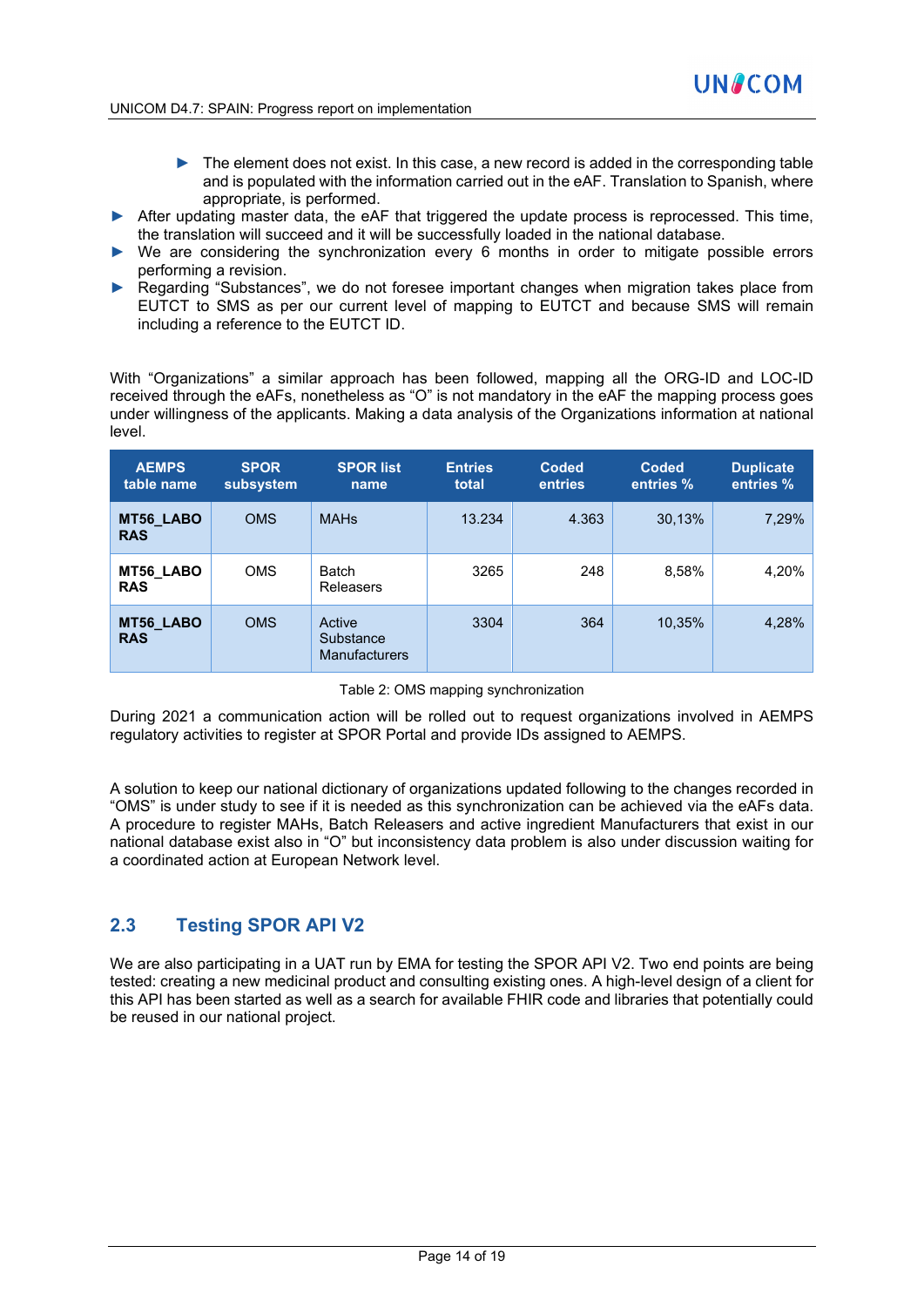- The element does not exist. In this case, a new record is added in the corresponding table and is populated with the information carried out in the eAF. Translation to Spanish, where appropriate, is performed.
- After updating master data, the eAF that triggered the update process is reprocessed. This time, the translation will succeed and it will be successfully loaded in the national database.
- We are considering the synchronization every 6 months in order to mitigate possible errors performing a revision.
- Regarding "Substances", we do not foresee important changes when migration takes place from EUTCT to SMS as per our current level of mapping to EUTCT and because SMS will remain including a reference to the EUTCT ID.

With "Organizations" a similar approach has been followed, mapping all the ORG-ID and LOC-ID received through the eAFs, nonetheless as "O" is not mandatory in the eAF the mapping process goes under willingness of the applicants. Making a data analysis of the Organizations information at national level.

| AEMPS table name | SPOR subsystem | SPOR list name | Entries total | Coded entries | Coded entries % | Duplicate entries % |
|---|---|---|---|---|---|---|
| **MT56_LABORAS** | OMS | MAHs | 13.234 | 4.363 | 30,13% | 7,29% |
| **MT56_LABORAS** | OMS | Batch Releasers | 3265 | 248 | 8,58% | 4,20% |
| **MT56_LABORAS** | OMS | Active Substance Manufacturers | 3304 | 364 | 10,35% | 4,28% |

Table 2: OMS mapping synchronization

During 2021 a communication action will be rolled out to request organizations involved in AEMPS regulatory activities to register at SPOR Portal and provide IDs assigned to AEMPS.

A solution to keep our national dictionary of organizations updated following to the changes recorded in "OMS" is under study to see if it is needed as this synchronization can be achieved via the eAFs data. A procedure to register MAHs, Batch Releasers and active ingredient Manufacturers that exist in our national database exist also in "O" but inconsistency data problem is also under discussion waiting for a coordinated action at European Network level.

## 2.3 Testing SPOR API V2

We are also participating in a UAT run by EMA for testing the SPOR API V2. Two end points are being tested: creating a new medicinal product and consulting existing ones. A high-level design of a client for this API has been started as well as a search for available FHIR code and libraries that potentially could be reused in our national project.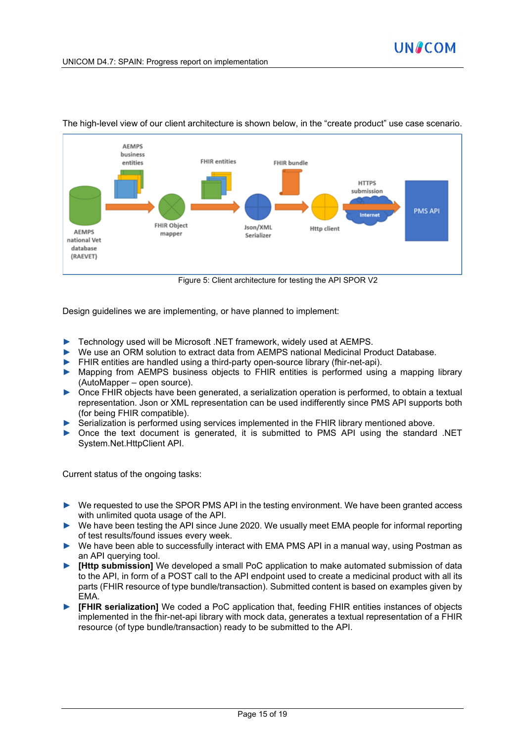The high-level view of our client architecture is shown below, in the "create product" use case scenario.

Figure 5: Client architecture for testing the API SPOR V2

Design guidelines we are implementing, or have planned to implement:

- Technology used will be Microsoft .NET framework, widely used at AEMPS.
- We use an ORM solution to extract data from AEMPS national Medicinal Product Database.
- FHIR entities are handled using a third-party open-source library (fhir-net-api).
- Mapping from AEMPS business objects to FHIR entities is performed using a mapping library (AutoMapper – open source).
- Once FHIR objects have been generated, a serialization operation is performed, to obtain a textual representation. Json or XML representation can be used indifferently since PMS API supports both (for being FHIR compatible).
- Serialization is performed using services implemented in the FHIR library mentioned above.
- Once the text document is generated, it is submitted to PMS API using the standard .NET System.Net.HttpClient API.

Current status of the ongoing tasks:

- We requested to use the SPOR PMS API in the testing environment. We have been granted access with unlimited quota usage of the API.
- We have been testing the API since June 2020. We usually meet EMA people for informal reporting of test results/found issues every week.
- We have been able to successfully interact with EMA PMS API in a manual way, using Postman as an API querying tool.
- **[Http submission]** We developed a small PoC application to make automated submission of data to the API, in form of a POST call to the API endpoint used to create a medicinal product with all its parts (FHIR resource of type bundle/transaction). Submitted content is based on examples given by EMA.
- **[FHIR serialization]** We coded a PoC application that, feeding FHIR entities instances of objects implemented in the fhir-net-api library with mock data, generates a textual representation of a FHIR resource (of type bundle/transaction) ready to be submitted to the API.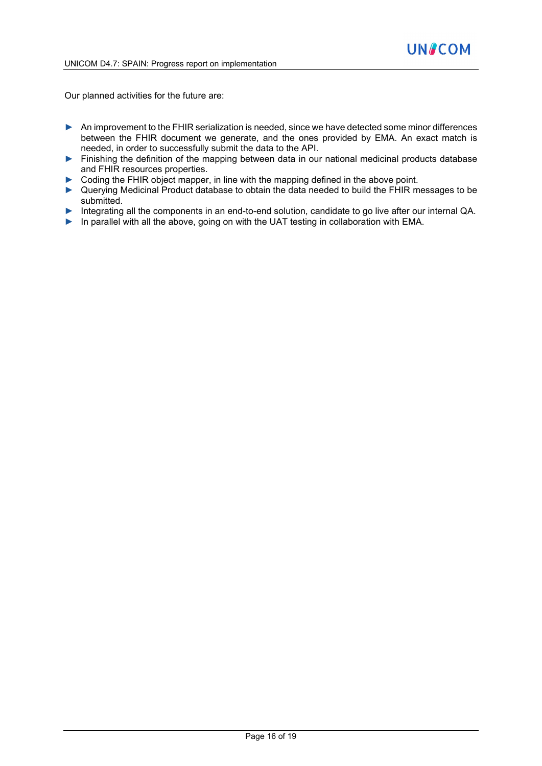Our planned activities for the future are:

- An improvement to the FHIR serialization is needed, since we have detected some minor differences between the FHIR document we generate, and the ones provided by EMA. An exact match is needed, in order to successfully submit the data to the API.
- Finishing the definition of the mapping between data in our national medicinal products database and FHIR resources properties.
- Coding the FHIR object mapper, in line with the mapping defined in the above point.
- Querying Medicinal Product database to obtain the data needed to build the FHIR messages to be submitted.
- Integrating all the components in an end-to-end solution, candidate to go live after our internal QA.
- In parallel with all the above, going on with the UAT testing in collaboration with EMA.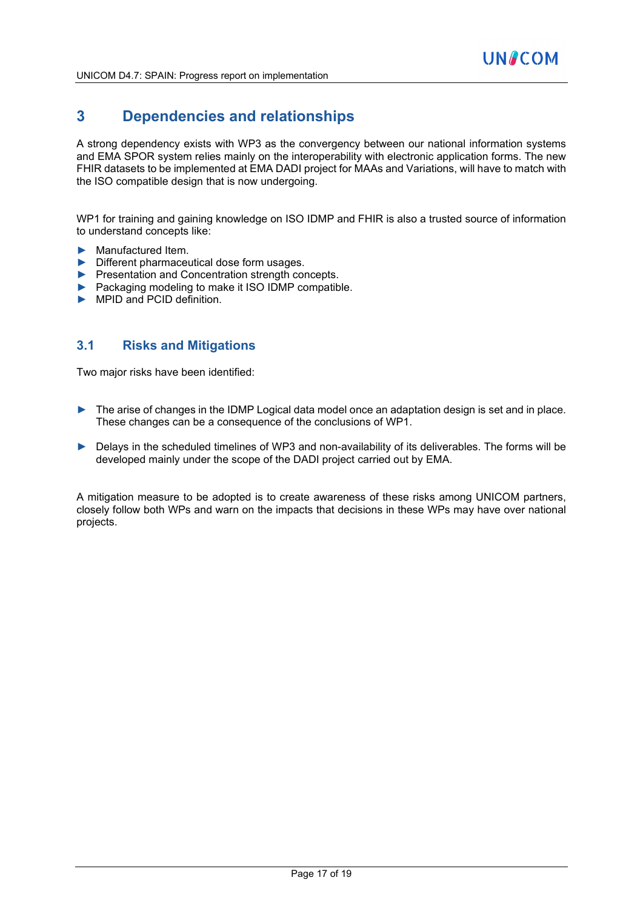# 3 Dependencies and relationships

A strong dependency exists with WP3 as the convergency between our national information systems and EMA SPOR system relies mainly on the interoperability with electronic application forms. The new FHIR datasets to be implemented at EMA DADI project for MAAs and Variations, will have to match with the ISO compatible design that is now undergoing.

WP1 for training and gaining knowledge on ISO IDMP and FHIR is also a trusted source of information to understand concepts like:

- Manufactured Item.
- Different pharmaceutical dose form usages.
- Presentation and Concentration strength concepts.
- Packaging modeling to make it ISO IDMP compatible.
- MPID and PCID definition.

## 3.1 Risks and Mitigations

Two major risks have been identified:

- The arise of changes in the IDMP Logical data model once an adaptation design is set and in place. These changes can be a consequence of the conclusions of WP1.
- Delays in the scheduled timelines of WP3 and non-availability of its deliverables. The forms will be developed mainly under the scope of the DADI project carried out by EMA.

A mitigation measure to be adopted is to create awareness of these risks among UNICOM partners, closely follow both WPs and warn on the impacts that decisions in these WPs may have over national projects.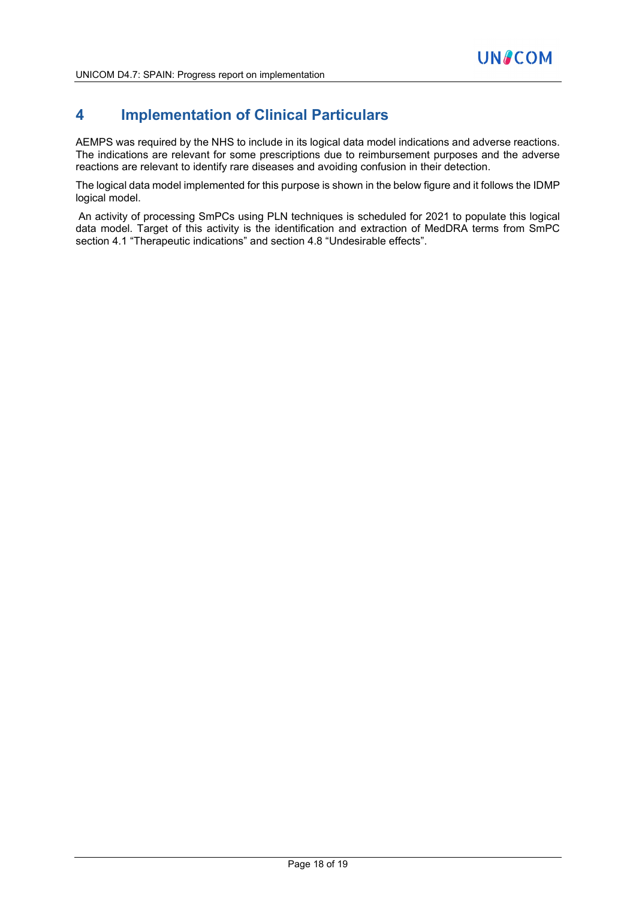# 4 Implementation of Clinical Particulars

AEMPS was required by the NHS to include in its logical data model indications and adverse reactions. The indications are relevant for some prescriptions due to reimbursement purposes and the adverse reactions are relevant to identify rare diseases and avoiding confusion in their detection.

The logical data model implemented for this purpose is shown in the below figure and it follows the IDMP logical model.

An activity of processing SmPCs using PLN techniques is scheduled for 2021 to populate this logical data model. Target of this activity is the identification and extraction of MedDRA terms from SmPC section 4.1 "Therapeutic indications" and section 4.8 "Undesirable effects".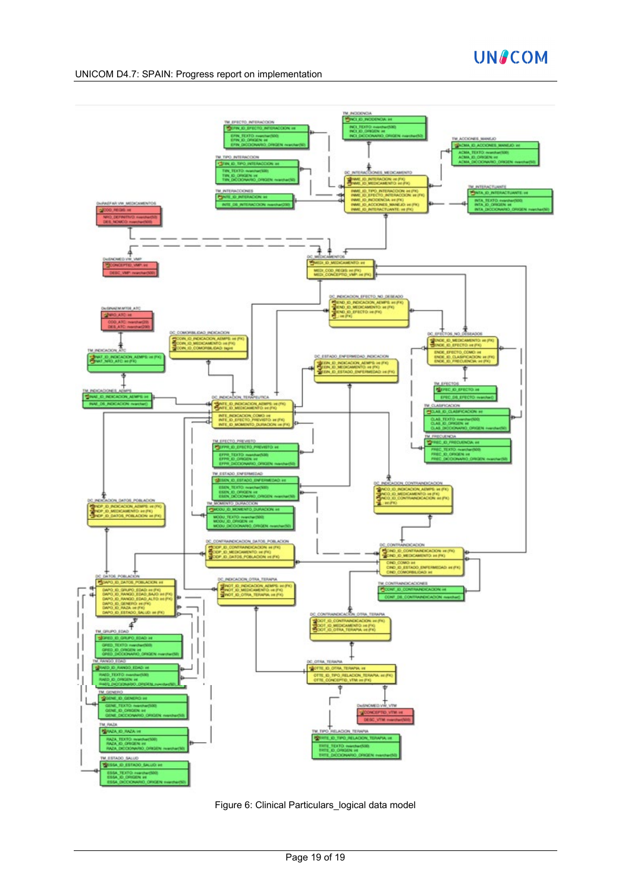Figure 6: Clinical Particulars_logical data model